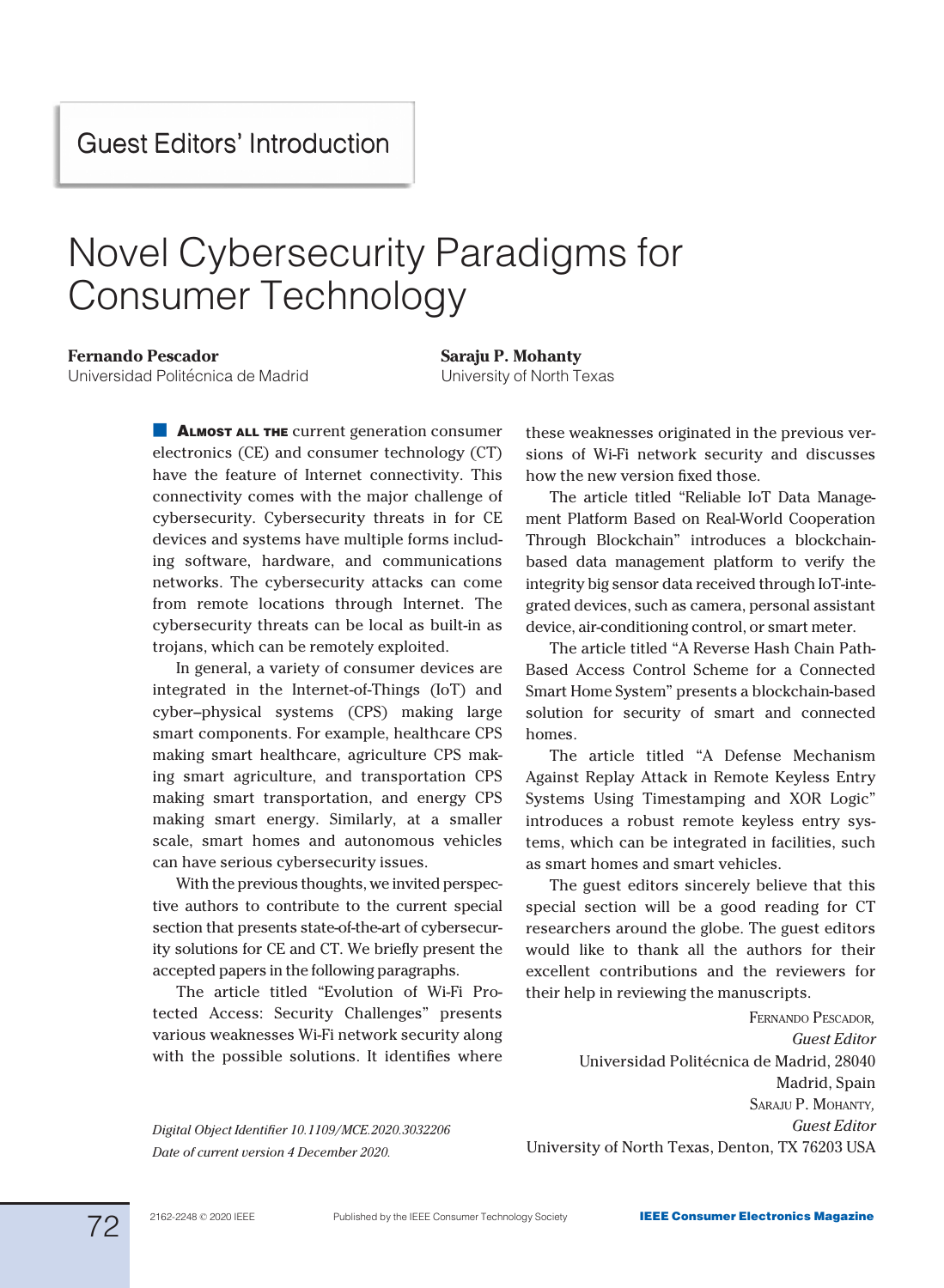Guest Editors' Introduction

# Novel Cybersecurity Paradigms for Consumer Technology

**Fernando Pescador**
Universidad Politécnica de Madrid

**Saraju P. Mohanty**
University of North Texas

**Almost all the** current generation consumer electronics (CE) and consumer technology (CT) have the feature of Internet connectivity. This connectivity comes with the major challenge of cybersecurity. Cybersecurity threats in for CE devices and systems have multiple forms including software, hardware, and communications networks. The cybersecurity attacks can come from remote locations through Internet. The cybersecurity threats can be local as built-in as trojans, which can be remotely exploited.

In general, a variety of consumer devices are integrated in the Internet-of-Things (IoT) and cyber–physical systems (CPS) making large smart components. For example, healthcare CPS making smart healthcare, agriculture CPS making smart agriculture, and transportation CPS making smart transportation, and energy CPS making smart energy. Similarly, at a smaller scale, smart homes and autonomous vehicles can have serious cybersecurity issues.

With the previous thoughts, we invited perspective authors to contribute to the current special section that presents state-of-the-art of cybersecurity solutions for CE and CT. We briefly present the accepted papers in the following paragraphs.

The article titled "Evolution of Wi-Fi Protected Access: Security Challenges" presents various weaknesses Wi-Fi network security along with the possible solutions. It identifies where these weaknesses originated in the previous versions of Wi-Fi network security and discusses how the new version fixed those.

The article titled "Reliable IoT Data Management Platform Based on Real-World Cooperation Through Blockchain" introduces a blockchain-based data management platform to verify the integrity big sensor data received through IoT-integrated devices, such as camera, personal assistant device, air-conditioning control, or smart meter.

The article titled "A Reverse Hash Chain Path-Based Access Control Scheme for a Connected Smart Home System" presents a blockchain-based solution for security of smart and connected homes.

The article titled "A Defense Mechanism Against Replay Attack in Remote Keyless Entry Systems Using Timestamping and XOR Logic" introduces a robust remote keyless entry systems, which can be integrated in facilities, such as smart homes and smart vehicles.

The guest editors sincerely believe that this special section will be a good reading for CT researchers around the globe. The guest editors would like to thank all the authors for their excellent contributions and the reviewers for their help in reviewing the manuscripts.

Fernando Pescador,
*Guest Editor*
Universidad Politécnica de Madrid, 28040
Madrid, Spain
Saraju P. Mohanty,
*Guest Editor*
University of North Texas, Denton, TX 76203 USA

*Digital Object Identifier 10.1109/MCE.2020.3032206*
*Date of current version 4 December 2020.*

2162-2248 © 2020 IEEE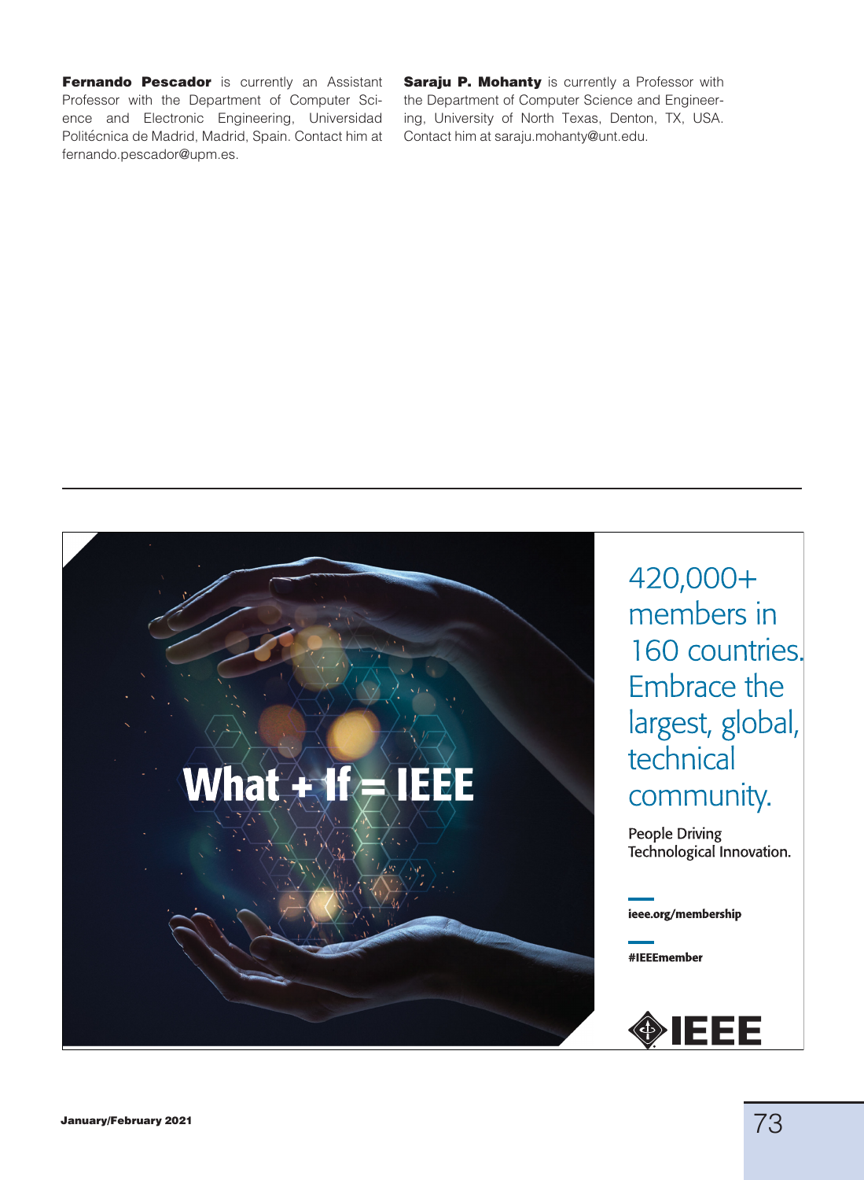**Fernando Pescador** is currently an Assistant Professor with the Department of Computer Science and Electronic Engineering, Universidad Politécnica de Madrid, Madrid, Spain. Contact him at fernando.pescador@upm.es.

**Saraju P. Mohanty** is currently a Professor with the Department of Computer Science and Engineering, University of North Texas, Denton, TX, USA. Contact him at saraju.mohanty@unt.edu.

What + If = IEEE

420,000+ members in 160 countries. Embrace the largest, global, technical community.

People Driving Technological Innovation.

**ieee.org/membership**

**#IEEEmember**

IEEE